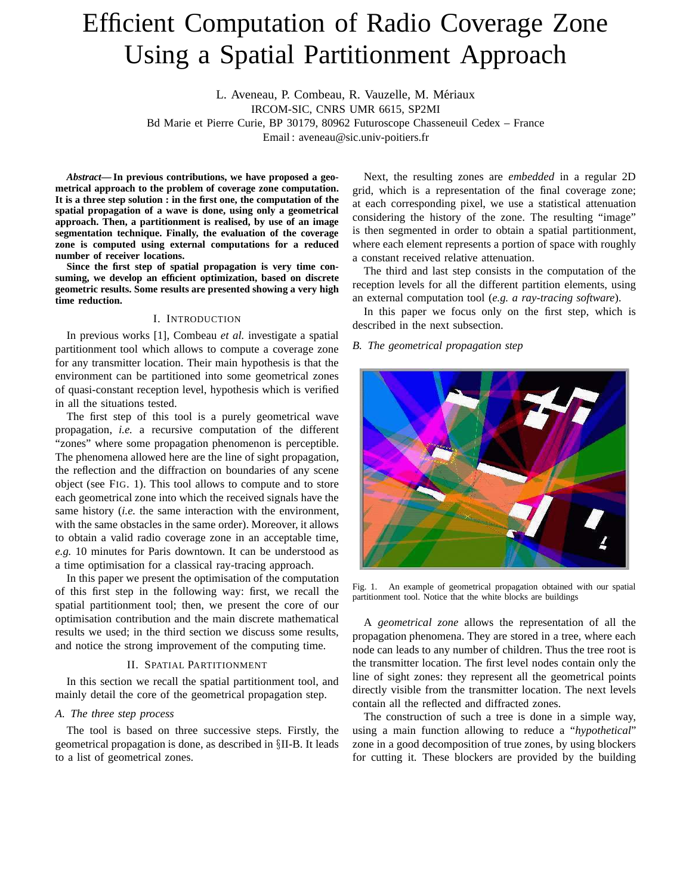# Efficient Computation of Radio Coverage Zone Using a Spatial Partitionment Approach

L. Aveneau, P. Combeau, R. Vauzelle, M. Mériaux
IRCOM-SIC, CNRS UMR 6615, SP2MI
Bd Marie et Pierre Curie, BP 30179, 80962 Futuroscope Chasseneuil Cedex – France
Email : aveneau@sic.univ-poitiers.fr

***Abstract*— In previous contributions, we have proposed a geometrical approach to the problem of coverage zone computation. It is a three step solution : in the first one, the computation of the spatial propagation of a wave is done, using only a geometrical approach. Then, a partitionment is realised, by use of an image segmentation technique. Finally, the evaluation of the coverage zone is computed using external computations for a reduced number of receiver locations.**

**Since the first step of spatial propagation is very time consuming, we develop an efficient optimization, based on discrete geometric results. Some results are presented showing a very high time reduction.**

## I. Introduction

In previous works [1], Combeau *et al.* investigate a spatial partitionment tool which allows to compute a coverage zone for any transmitter location. Their main hypothesis is that the environment can be partitioned into some geometrical zones of quasi-constant reception level, hypothesis which is verified in all the situations tested.

The first step of this tool is a purely geometrical wave propagation, *i.e.* a recursive computation of the different "zones" where some propagation phenomenon is perceptible. The phenomena allowed here are the line of sight propagation, the reflection and the diffraction on boundaries of any scene object (see Fig. 1). This tool allows to compute and to store each geometrical zone into which the received signals have the same history (*i.e.* the same interaction with the environment, with the same obstacles in the same order). Moreover, it allows to obtain a valid radio coverage zone in an acceptable time, *e.g.* 10 minutes for Paris downtown. It can be understood as a time optimisation for a classical ray-tracing approach.

In this paper we present the optimisation of the computation of this first step in the following way: first, we recall the spatial partitionment tool; then, we present the core of our optimisation contribution and the main discrete mathematical results we used; in the third section we discuss some results, and notice the strong improvement of the computing time.

## II. Spatial Partitionment

In this section we recall the spatial partitionment tool, and mainly detail the core of the geometrical propagation step.

### A. The three step process

The tool is based on three successive steps. Firstly, the geometrical propagation is done, as described in §II-B. It leads to a list of geometrical zones.

Next, the resulting zones are *embedded* in a regular 2D grid, which is a representation of the final coverage zone; at each corresponding pixel, we use a statistical attenuation considering the history of the zone. The resulting "image" is then segmented in order to obtain a spatial partitionment, where each element represents a portion of space with roughly a constant received relative attenuation.

The third and last step consists in the computation of the reception levels for all the different partition elements, using an external computation tool (*e.g. a ray-tracing software*).

In this paper we focus only on the first step, which is described in the next subsection.

### B. The geometrical propagation step

Fig. 1. An example of geometrical propagation obtained with our spatial partitionment tool. Notice that the white blocks are buildings

A *geometrical zone* allows the representation of all the propagation phenomena. They are stored in a tree, where each node can leads to any number of children. Thus the tree root is the transmitter location. The first level nodes contain only the line of sight zones: they represent all the geometrical points directly visible from the transmitter location. The next levels contain all the reflected and diffracted zones.

The construction of such a tree is done in a simple way, using a main function allowing to reduce a "*hypothetical*" zone in a good decomposition of true zones, by using blockers for cutting it. These blockers are provided by the building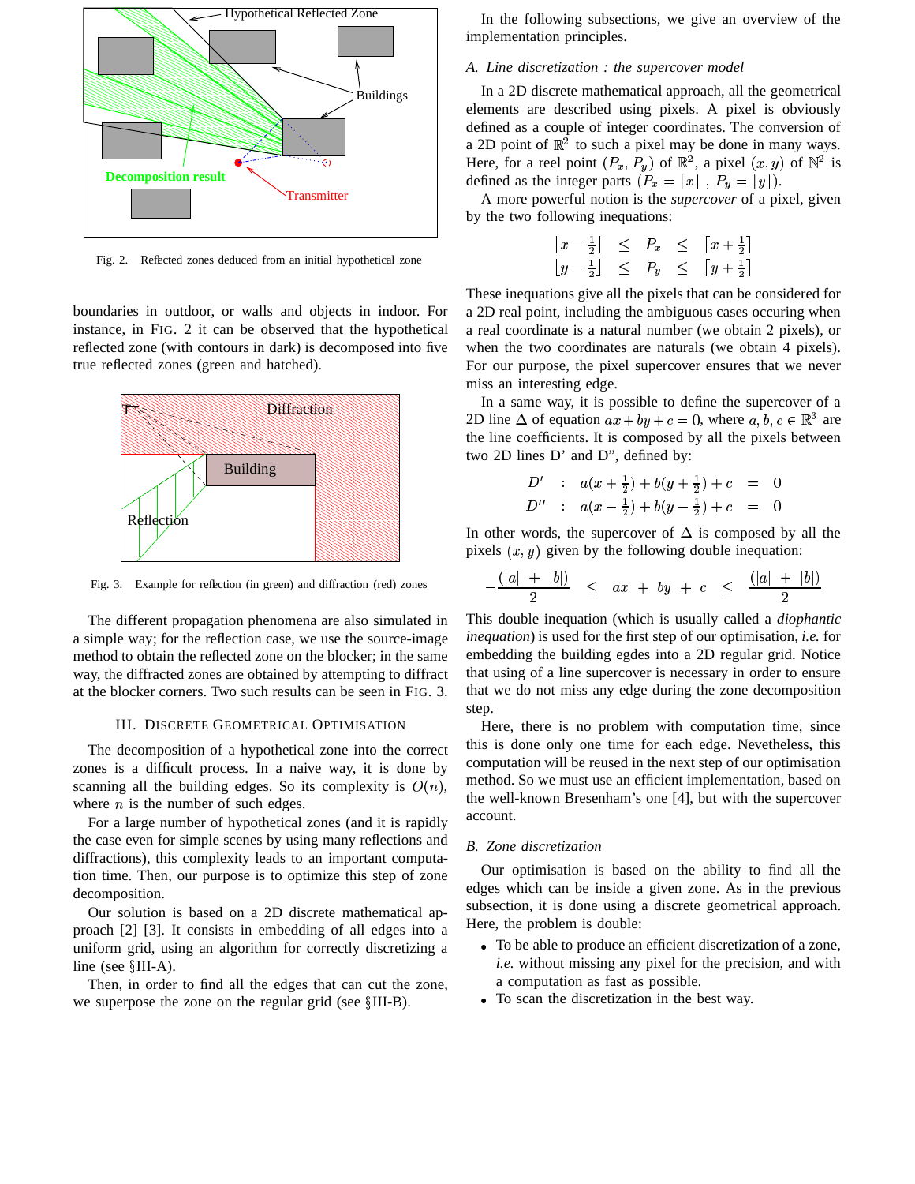Fig. 2. Reflected zones deduced from an initial hypothetical zone

boundaries in outdoor, or walls and objects in indoor. For instance, in FIG. 2 it can be observed that the hypothetical reflected zone (with contours in dark) is decomposed into five true reflected zones (green and hatched).

Fig. 3. Example for reflection (in green) and diffraction (red) zones

The different propagation phenomena are also simulated in a simple way; for the reflection case, we use the source-image method to obtain the reflected zone on the blocker; in the same way, the diffracted zones are obtained by attempting to diffract at the blocker corners. Two such results can be seen in FIG. 3.

## III. Discrete Geometrical Optimisation

The decomposition of a hypothetical zone into the correct zones is a difficult process. In a naive way, it is done by scanning all the building edges. So its complexity is $O(n)$, where $n$ is the number of such edges.

For a large number of hypothetical zones (and it is rapidly the case even for simple scenes by using many reflections and diffractions), this complexity leads to an important computation time. Then, our purpose is to optimize this step of zone decomposition.

Our solution is based on a 2D discrete mathematical approach [2] [3]. It consists in embedding of all edges into a uniform grid, using an algorithm for correctly discretizing a line (see §III-A).

Then, in order to find all the edges that can cut the zone, we superpose the zone on the regular grid (see §III-B).

In the following subsections, we give an overview of the implementation principles.

### A. Line discretization : the supercover model

In a 2D discrete mathematical approach, all the geometrical elements are described using pixels. A pixel is obviously defined as a couple of integer coordinates. The conversion of a 2D point of $\mathbb{R}^2$ to such a pixel may be done in many ways. Here, for a reel point $(P_x, P_y)$ of $\mathbb{R}^2$, a pixel $(x, y)$ of $\mathbb{N}^2$ is defined as the integer parts $(P_x = \lfloor x \rfloor$ , $P_y = \lfloor y \rfloor)$.

A more powerful notion is the *supercover* of a pixel, given by the two following inequations:

$$
\begin{array}{rcccl}
\lfloor x - \frac{1}{2} \rfloor & \leq & P_x & \leq & \lceil x + \frac{1}{2} \rceil \\
\lfloor y - \frac{1}{2} \rfloor & \leq & P_y & \leq & \lceil y + \frac{1}{2} \rceil
\end{array}
$$

These inequations give all the pixels that can be considered for a 2D real point, including the ambiguous cases occuring when a real coordinate is a natural number (we obtain 2 pixels), or when the two coordinates are naturals (we obtain 4 pixels). For our purpose, the pixel supercover ensures that we never miss an interesting edge.

In a same way, it is possible to define the supercover of a 2D line $\Delta$ of equation $ax + by + c = 0$, where $a, b, c \in \mathbb{R}^3$ are the line coefficients. It is composed by all the pixels between two 2D lines D' and D", defined by:

$$
\begin{array}{rclcl}
D' & : & a(x + \frac{1}{2}) + b(y + \frac{1}{2}) + c & = & 0 \\
D'' & : & a(x - \frac{1}{2}) + b(y - \frac{1}{2}) + c & = & 0
\end{array}
$$

In other words, the supercover of $\Delta$ is composed by all the pixels $(x, y)$ given by the following double inequation:

$$
-\frac{(|a| + |b|)}{2} \leq ax + by + c \leq \frac{(|a| + |b|)}{2}
$$

This double inequation (which is usually called a *diophantic inequation*) is used for the first step of our optimisation, *i.e.* for embedding the building egdes into a 2D regular grid. Notice that using of a line supercover is necessary in order to ensure that we do not miss any edge during the zone decomposition step.

Here, there is no problem with computation time, since this is done only one time for each edge. Nevetheless, this computation will be reused in the next step of our optimisation method. So we must use an efficient implementation, based on the well-known Bresenham's one [4], but with the supercover account.

### B. Zone discretization

Our optimisation is based on the ability to find all the edges which can be inside a given zone. As in the previous subsection, it is done using a discrete geometrical approach. Here, the problem is double:

- To be able to produce an efficient discretization of a zone, *i.e.* without missing any pixel for the precision, and with a computation as fast as possible.
- To scan the discretization in the best way.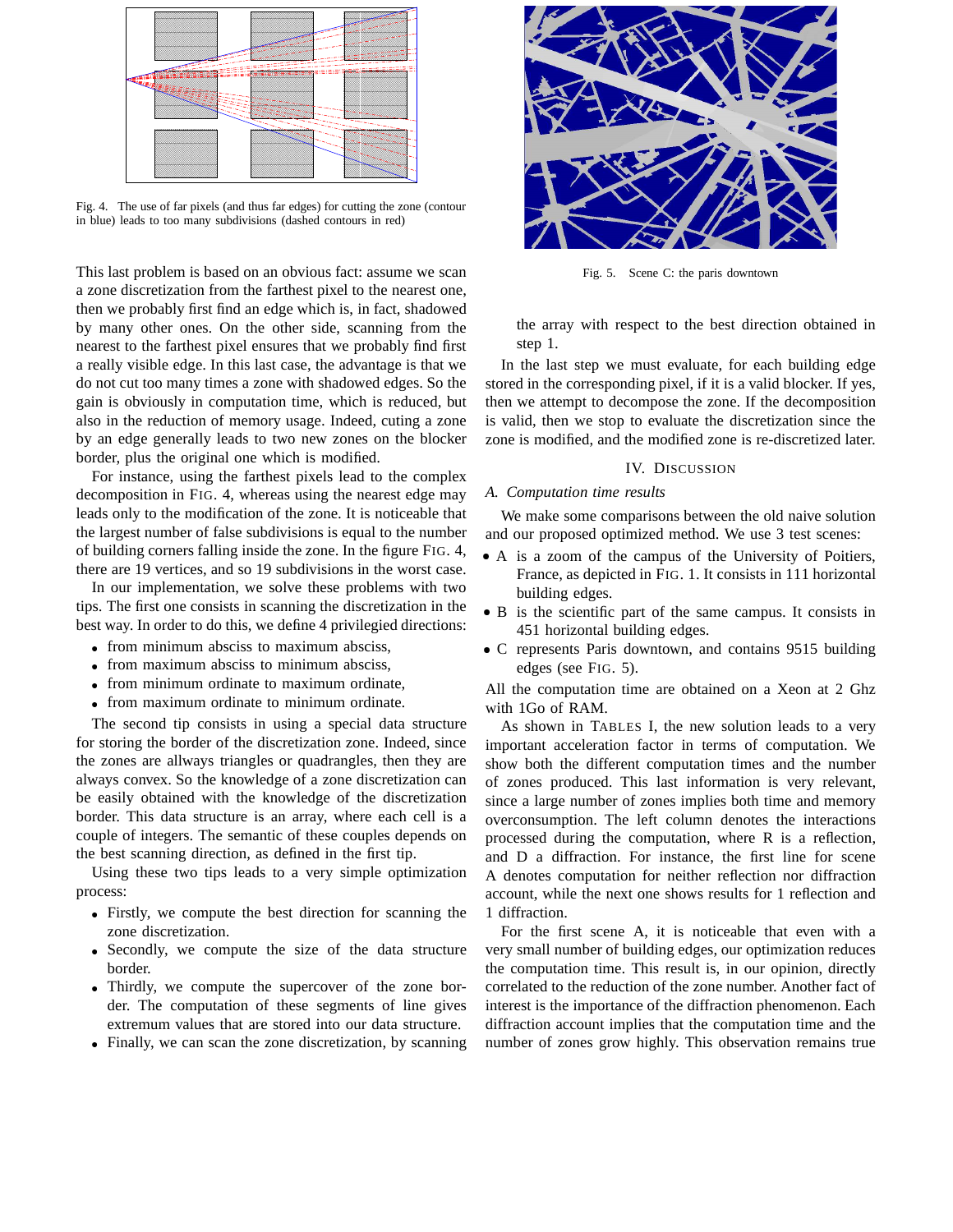Fig. 4. The use of far pixels (and thus far edges) for cutting the zone (contour in blue) leads to too many subdivisions (dashed contours in red)

This last problem is based on an obvious fact: assume we scan a zone discretization from the farthest pixel to the nearest one, then we probably first find an edge which is, in fact, shadowed by many other ones. On the other side, scanning from the nearest to the farthest pixel ensures that we probably find first a really visible edge. In this last case, the advantage is that we do not cut too many times a zone with shadowed edges. So the gain is obviously in computation time, which is reduced, but also in the reduction of memory usage. Indeed, cutting a zone by an edge generally leads to two new zones on the blocker border, plus the original one which is modified.

For instance, using the farthest pixels lead to the complex decomposition in FIG. 4, whereas using the nearest edge may leads only to the modification of the zone. It is noticeable that the largest number of false subdivisions is equal to the number of building corners falling inside the zone. In the figure FIG. 4, there are 19 vertices, and so 19 subdivisions in the worst case.

In our implementation, we solve these problems with two tips. The first one consists in scanning the discretization in the best way. In order to do this, we define 4 privilegied directions:

- from minimum absciss to maximum absciss,
- from maximum absciss to minimum absciss,
- from minimum ordinate to maximum ordinate,
- from maximum ordinate to minimum ordinate.

The second tip consists in using a special data structure for storing the border of the discretization zone. Indeed, since the zones are allways triangles or quadrangles, then they are always convex. So the knowledge of a zone discretization can be easily obtained with the knowledge of the discretization border. This data structure is an array, where each cell is a couple of integers. The semantic of these couples depends on the best scanning direction, as defined in the first tip.

Using these two tips leads to a very simple optimization process:

- Firstly, we compute the best direction for scanning the zone discretization.
- Secondly, we compute the size of the data structure border.
- Thirdly, we compute the supercover of the zone border. The computation of these segments of line gives extremum values that are stored into our data structure.
- Finally, we can scan the zone discretization, by scanning the array with respect to the best direction obtained in step 1.

Fig. 5. Scene C: the paris downtown

In the last step we must evaluate, for each building edge stored in the corresponding pixel, if it is a valid blocker. If yes, then we attempt to decompose the zone. If the decomposition is valid, then we stop to evaluate the discretization since the zone is modified, and the modified zone is re-discretized later.

## IV. Discussion

### A. Computation time results

We make some comparisons between the old naive solution and our proposed optimized method. We use 3 test scenes:

- A is a zoom of the campus of the University of Poitiers, France, as depicted in FIG. 1. It consists in 111 horizontal building edges.
- B is the scientific part of the same campus. It consists in 451 horizontal building edges.
- C represents Paris downtown, and contains 9515 building edges (see FIG. 5).

All the computation time are obtained on a Xeon at 2 Ghz with 1Go of RAM.

As shown in TABLES I, the new solution leads to a very important acceleration factor in terms of computation. We show both the different computation times and the number of zones produced. This last information is very relevant, since a large number of zones implies both time and memory overconsumption. The left column denotes the interactions processed during the computation, where R is a reflection, and D a diffraction. For instance, the first line for scene A denotes computation for neither reflection nor diffraction account, while the next one shows results for 1 reflection and 1 diffraction.

For the first scene A, it is noticeable that even with a very small number of building edges, our optimization reduces the computation time. This result is, in our opinion, directly correlated to the reduction of the zone number. Another fact of interest is the importance of the diffraction phenomenon. Each diffraction account implies that the computation time and the number of zones grow highly. This observation remains true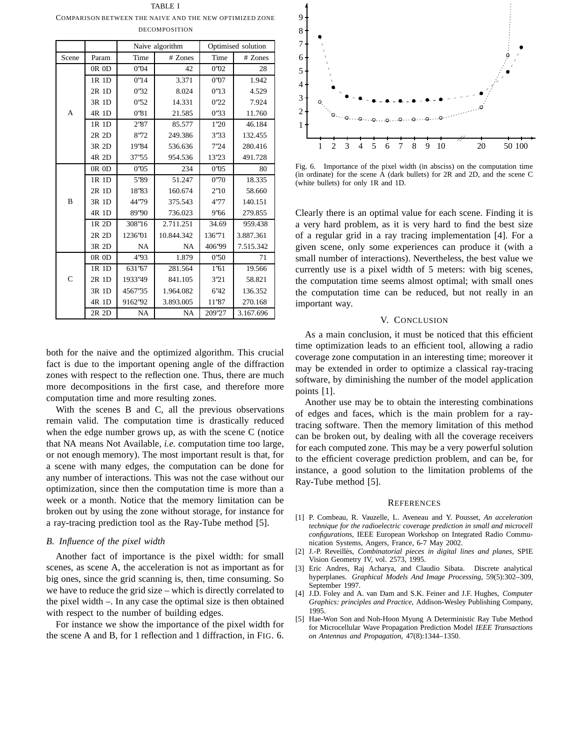TABLE I

COMPARISON BETWEEN THE NAIVE AND THE NEW OPTIMIZED ZONE DECOMPOSITION

| | | Naive algorithm | | Optimised solution | |
|---|---|---|---|---|---|
| Scene | Param | Time | # Zones | Time | # Zones |
| A | 0R 0D | 0"04 | 42 | 0"02 | 28 |
| | 1R 1D | 0"14 | 3.371 | 0"07 | 1.942 |
| | 2R 1D | 0"32 | 8.024 | 0"13 | 4.529 |
| | 3R 1D | 0"52 | 14.331 | 0"22 | 7.924 |
| | 4R 1D | 0"81 | 21.585 | 0"33 | 11.760 |
| | 1R 1D | 2"87 | 85.577 | 1"20 | 46.184 |
| | 2R 2D | 8"72 | 249.386 | 3"33 | 132.455 |
| | 3R 2D | 19"84 | 536.636 | 7"24 | 280.416 |
| | 4R 2D | 37"55 | 954.536 | 13"23 | 491.728 |
| B | 0R 0D | 0"05 | 234 | 0"05 | 80 |
| | 1R 1D | 5"89 | 51.247 | 0"70 | 18.335 |
| | 2R 1D | 18"83 | 160.674 | 2"10 | 58.660 |
| | 3R 1D | 44"79 | 375.543 | 4"77 | 140.151 |
| | 4R 1D | 89"90 | 736.023 | 9"66 | 279.855 |
| | 1R 2D | 308"16 | 2.711.251 | 34.69 | 959.438 |
| | 2R 2D | 1236"01 | 10.844.342 | 136"71 | 3.887.361 |
| | 3R 2D | NA | NA | 406"99 | 7.515.342 |
| C | 0R 0D | 4"93 | 1.879 | 0"50 | 71 |
| | 1R 1D | 631"67 | 281.564 | 1"61 | 19.566 |
| | 2R 1D | 1933"49 | 841.105 | 3"21 | 58.821 |
| | 3R 1D | 4567"35 | 1.964.082 | 6"42 | 136.352 |
| | 4R 1D | 9162"92 | 3.893.005 | 11"87 | 270.168 |
| | 2R 2D | NA | NA | 209"27 | 3.167.696 |

both for the naive and the optimized algorithm. This crucial fact is due to the important opening angle of the diffraction zones with respect to the reflection one. Thus, there are much more decompositions in the first case, and therefore more computation time and more resulting zones.

With the scenes B and C, all the previous observations remain valid. The computation time is drastically reduced when the edge number grows up, as with the scene C (notice that NA means Not Available, *i.e.* computation time too large, or not enough memory). The most important result is that, for a scene with many edges, the computation can be done for any number of interactions. This was not the case without our optimization, since then the computation time is more than a week or a month. Notice that the memory limitation can be broken out by using the zone without storage, for instance for a ray-tracing prediction tool as the Ray-Tube method [5].

### B. Influence of the pixel width

Another fact of importance is the pixel width: for small scenes, as scene A, the acceleration is not as important as for big ones, since the grid scanning is, then, time consuming. So we have to reduce the grid size – which is directly correlated to the pixel width –. In any case the optimal size is then obtained with respect to the number of building edges.

For instance we show the importance of the pixel width for the scene A and B, for 1 reflection and 1 diffraction, in FIG. 6.

9
8
7
6
5
4
3
2
1
1 2 3 4 5 6 7 8 9 10 20 50 100

Fig. 6. Importance of the pixel width (in absciss) on the computation time (in ordinate) for the scene A (dark bullets) for 2R and 2D, and the scene C (white bullets) for only 1R and 1D.

Clearly there is an optimal value for each scene. Finding it is a very hard problem, as it is very hard to find the best size of a regular grid in a ray tracing implementation [4]. For a given scene, only some experiences can produce it (with a small number of interactions). Nevertheless, the best value we currently use is a pixel width of 5 meters: with big scenes, the computation time seems almost optimal; with small ones the computation time can be reduced, but not really in an important way.

## V. CONCLUSION

As a main conclusion, it must be noticed that this efficient time optimization leads to an efficient tool, allowing a radio coverage zone computation in an interesting time; moreover it may be extended in order to optimize a classical ray-tracing software, by diminishing the number of the model application points [1].

Another use may be to obtain the interesting combinations of edges and faces, which is the main problem for a ray-tracing software. Then the memory limitation of this method can be broken out, by dealing with all the coverage receivers for each computed zone. This may be a very powerful solution to the efficient coverage prediction problem, and can be, for instance, a good solution to the limitation problems of the Ray-Tube method [5].

## REFERENCES

[1] P. Combeau, R. Vauzelle, L. Aveneau and Y. Pousset, *An acceleration technique for the radioelectric coverage prediction in small and microcell configurations*, IEEE European Workshop on Integrated Radio Communication Systems, Angers, France, 6-7 May 2002.

[2] J.-P. Reveillès, *Combinatorial pieces in digital lines and planes*, SPIE Vision Geometry IV, vol. 2573, 1995.

[3] Eric Andres, Raj Acharya, and Claudio Sibata. Discrete analytical hyperplanes. *Graphical Models And Image Processing*, 59(5):302–309, September 1997.

[4] J.D. Foley and A. van Dam and S.K. Feiner and J.F. Hughes, *Computer Graphics: principles and Practice*, Addison-Wesley Publishing Company, 1995.

[5] Hae-Won Son and Noh-Hoon Myung A Deterministic Ray Tube Method for Microcellular Wave Propagation Prediction Model *IEEE Transactions on Antennas and Propagation*, 47(8):1344–1350.